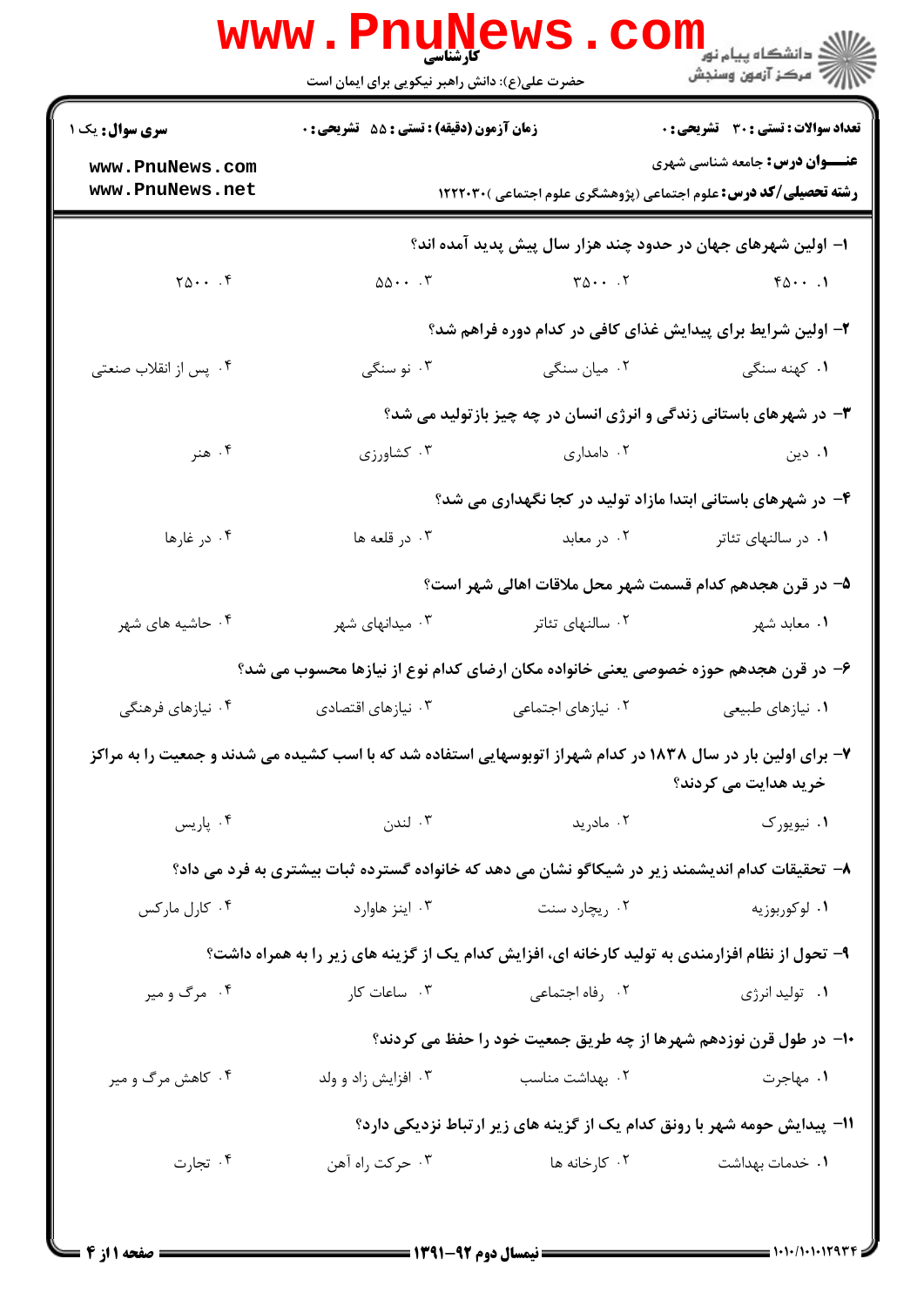کارشناسی

حضرت علی(ع): دانش راهبر نیکویی برای ایمان است

**سری سؤال:** یک ۱

**زمان آزمون (دقیقه) : تستی : ۵۵  تشریحی : ۰**

**تعداد سوالات : تستی : ۳۰  تشریحی : ۰**

**عنـــوان درس:** جامعه شناسی شهری

**رشته تحصیلی/کد درس:** علوم اجتماعی (پژوهشگری علوم اجتماعی )۱۲۲۲۰۳۰

**۱-** اولین شهرهای جهان در حدود چند هزار سال پیش پدید آمده اند؟

۱. ۴۵۰۰  ۲. ۳۵۰۰  ۳. ۵۵۰۰  ۴. ۲۵۰۰

**۲-** اولین شرایط برای پیدایش غذای کافی در کدام دوره فراهم شد؟

۱. کهنه سنگی  ۲. میان سنگی  ۳. نو سنگی  ۴. پس از انقلاب صنعتی

**۳-** در شهرهای باستانی زندگی و انرژی انسان در چه چیز بازتولید می شد؟

۱. دین  ۲. دامداری  ۳. کشاورزی  ۴. هنر

**۴-** در شهرهای باستانی ابتدا مازاد تولید در کجا نگهداری می شد؟

۱. در سالنهای تئاتر  ۲. در معابد  ۳. در قلعه ها  ۴. در غارها

**۵-** در قرن هجدهم کدام قسمت شهر محل ملاقات اهالی شهر است؟

۱. معابد شهر  ۲. سالنهای تئاتر  ۳. میدانهای شهر  ۴. حاشیه های شهر

**۶-** در قرن هجدهم حوزه خصوصی یعنی خانواده مکان ارضای کدام نوع از نیازها محسوب می شد؟

۱. نیازهای طبیعی  ۲. نیازهای اجتماعی  ۳. نیازهای اقتصادی  ۴. نیازهای فرهنگی

**۷-** برای اولین بار در سال ۱۸۳۸ در کدام شهراز اتوبوسهایی استفاده شد که با اسب کشیده می شدند و جمعیت را به مراکز خرید هدایت می کردند؟

۱. نیویورک  ۲. مادرید  ۳. لندن  ۴. پاریس

**۸-** تحقیقات کدام اندیشمند زیر در شیکاگو نشان می دهد که خانواده گسترده ثبات بیشتری به فرد می داد؟

۱. لوکوربوزیه  ۲. ریچارد سنت  ۳. اینز هاوارد  ۴. کارل مارکس

**۹-** تحول از نظام افزارمندی به تولید کارخانه ای، افزایش کدام یک از گزینه های زیر را به همراه داشت؟

۱. تولید انرژی  ۲. رفاه اجتماعی  ۳. ساعات کار  ۴. مرگ و میر

**۱۰-** در طول قرن نوزدهم شهرها از چه طریق جمعیت خود را حفظ می کردند؟

۱. مهاجرت  ۲. بهداشت مناسب  ۳. افزایش زاد و ولد  ۴. کاهش مرگ و میر

**۱۱-** پیدایش حومه شهر با رونق کدام یک از گزینه های زیر ارتباط نزدیکی دارد؟

۱. خدمات بهداشت  ۲. کارخانه ها  ۳. حرکت راه آهن  ۴. تجارت

نیمسال دوم ۹۲-۱۳۹۱

۱۰۱۰/۱۰۱۰۱۲۹۳۴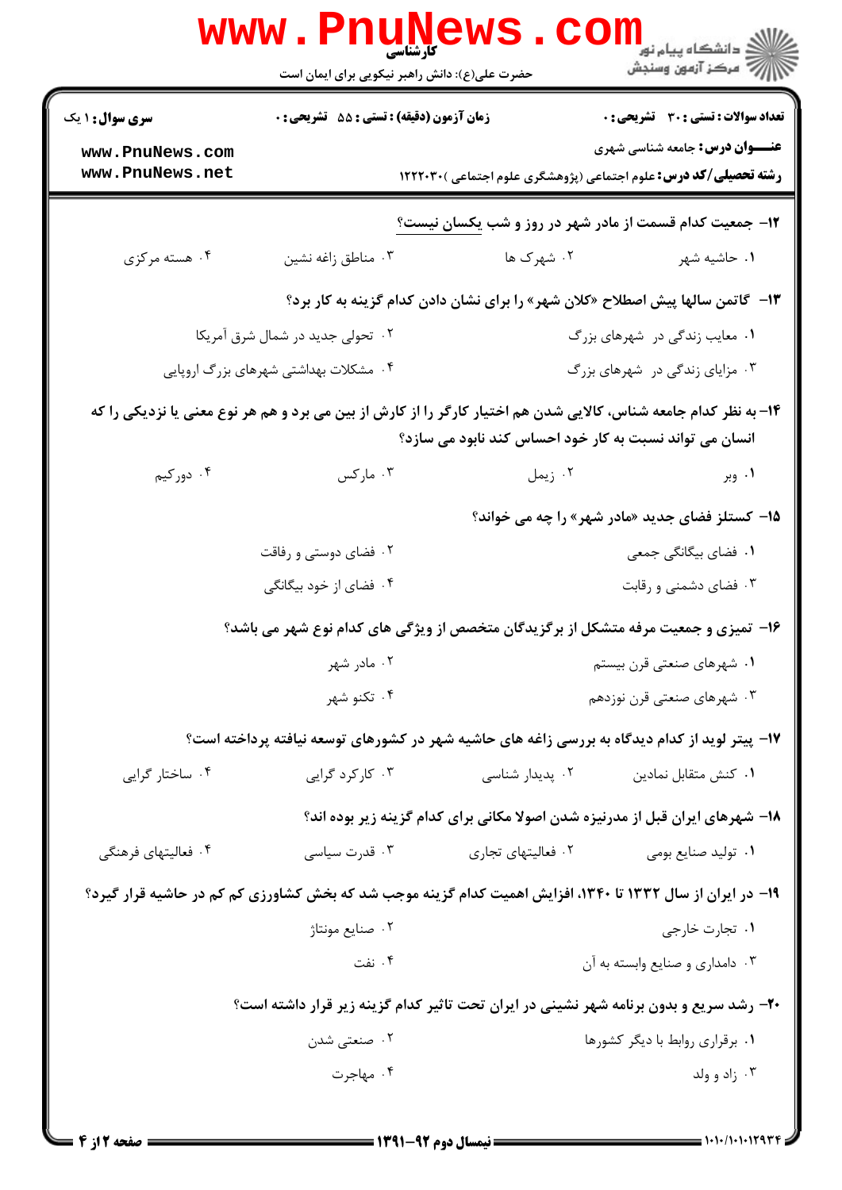**سری سوال:** ۱ یک

**زمان آزمون (دقیقه) : تستی : ۵۵ تشریحی : ۰**

**تعداد سوالات : تستی : ۳۰ تشریحی : ۰**

**عنـــوان درس:** جامعه شناسی شهری

**رشته تحصیلی/کد درس:** علوم اجتماعی (پژوهشگری علوم اجتماعی )۱۲۲۲۰۳۰

**۱۲- جمعیت کدام قسمت از مادر شهر در روز و شب یکسان نیست؟**

۱. حاشیه شهر
۲. شهرک ها
۳. مناطق زاغه نشین
۴. هسته مرکزی

**۱۳- گاتمن سالها پیش اصطلاح «کلان شهر» را برای نشان دادن کدام گزینه به کار برد؟**

۱. معایب زندگی در شهرهای بزرگ
۲. تحولی جدید در شمال شرق آمریکا
۳. مزایای زندگی در شهرهای بزرگ
۴. مشکلات بهداشتی شهرهای بزرگ اروپایی

**۱۴- به نظر کدام جامعه شناس، کالایی شدن هم اختیار کارگر را از کارش از بین می برد و هم هر نوع معنی یا نزدیکی را که انسان می تواند نسبت به کار خود احساس کند نابود می سازد؟**

۱. وبر
۲. زیمل
۳. مارکس
۴. دورکیم

**۱۵- کستلز فضای جدید «مادر شهر» را چه می خواند؟**

۱. فضای بیگانگی جمعی
۲. فضای دوستی و رفاقت
۳. فضای دشمنی و رقابت
۴. فضای از خود بیگانگی

**۱۶- تمیزی و جمعیت مرفه متشکل از برگزیدگان متخصص از ویژگی های کدام نوع شهر می باشد؟**

۱. شهرهای صنعتی قرن بیستم
۲. مادر شهر
۳. شهرهای صنعتی قرن نوزدهم
۴. تکنو شهر

**۱۷- پیتر لوید از کدام دیدگاه به بررسی زاغه های حاشیه شهر در کشورهای توسعه نیافته پرداخته است؟**

۱. کنش متقابل نمادین
۲. پدیدار شناسی
۳. کارکرد گرایی
۴. ساختار گرایی

**۱۸- شهرهای ایران قبل از مدرنیزه شدن اصولا مکانی برای کدام گزینه زیر بوده اند؟**

۱. تولید صنایع بومی
۲. فعالیتهای تجاری
۳. قدرت سیاسی
۴. فعالیتهای فرهنگی

**۱۹- در ایران از سال ۱۳۳۲ تا ۱۳۴۰، افزایش اهمیت کدام گزینه موجب شد که بخش کشاورزی کم کم در حاشیه قرار گیرد؟**

۱. تجارت خارجی
۲. صنایع مونتاژ
۳. دامداری و صنایع وابسته به آن
۴. نفت

**۲۰- رشد سریع و بدون برنامه شهر نشینی در ایران تحت تاثیر کدام گزینه زیر قرار داشته است؟**

۱. برقراری روابط با دیگر کشورها
۲. صنعتی شدن
۳. زاد و ولد
۴. مهاجرت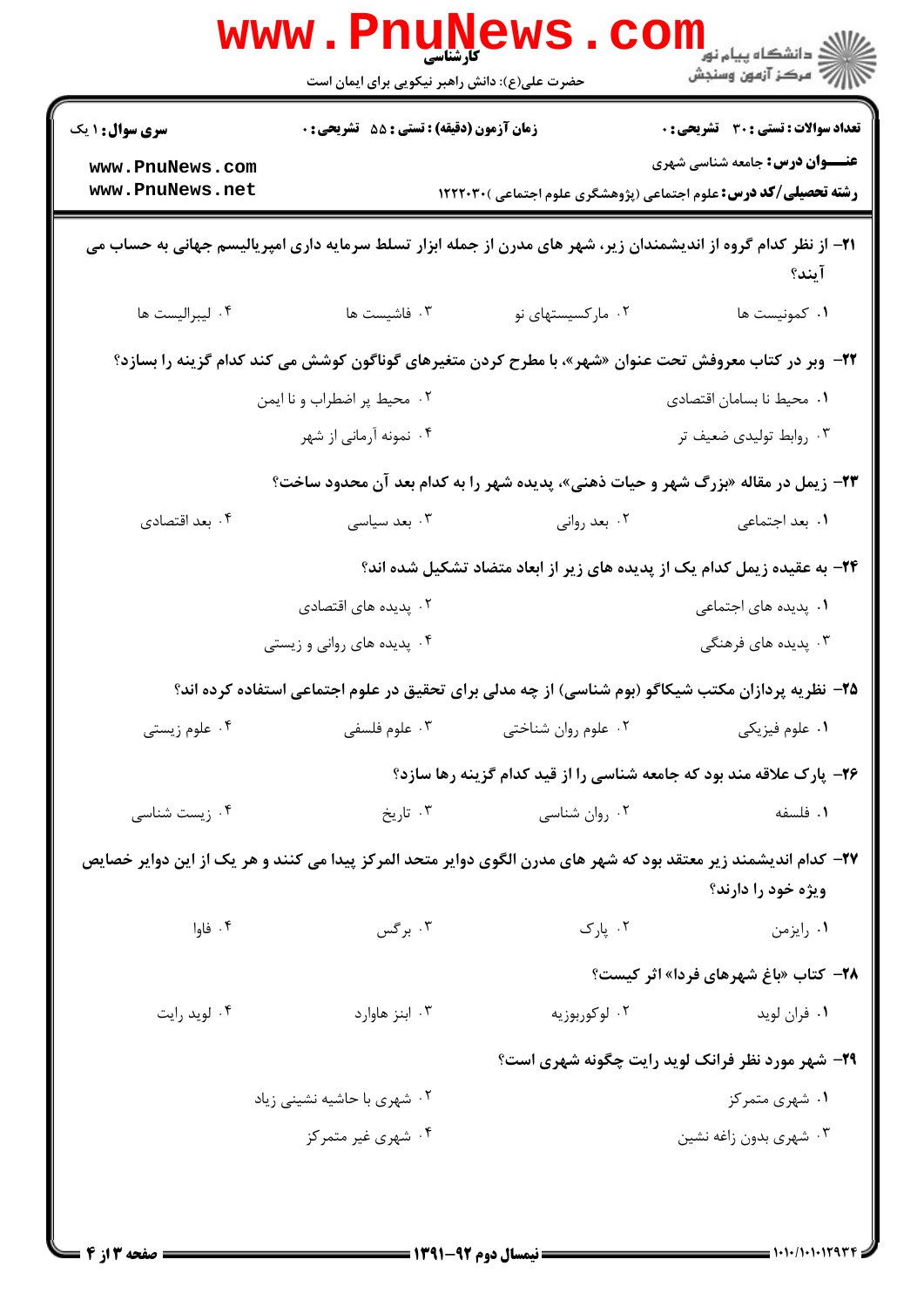۲۱- از نظر کدام گروه از اندیشمندان زیر، شهر های مدرن از جمله ابزار تسلط سرمایه داری امپریالیسم جهانی به حساب می آیند؟

۱. کمونیست ها
۲. مارکسیستهای نو
۳. فاشیست ها
۴. لیبرالیست ها

۲۲- وبر در کتاب معروفش تحت عنوان «شهر»، با مطرح کردن متغیرهای گوناگون کوشش می کند کدام گزینه را بسازد؟

۱. محیط نا بسامان اقتصادی
۲. محیط پر اضطراب و نا ایمن
۳. روابط تولیدی ضعیف تر
۴. نمونه آرمانی از شهر

۲۳- زیمل در مقاله «بزرگ شهر و حیات ذهنی»، پدیده شهر را به کدام بعد آن محدود ساخت؟

۱. بعد اجتماعی
۲. بعد روانی
۳. بعد سیاسی
۴. بعد اقتصادی

۲۴- به عقیده زیمل کدام یک از پدیده های زیر از ابعاد متضاد تشکیل شده اند؟

۱. پدیده های اجتماعی
۲. پدیده های اقتصادی
۳. پدیده های فرهنگی
۴. پدیده های روانی و زیستی

۲۵- نظریه پردازان مکتب شیکاگو (بوم شناسی) از چه مدلی برای تحقیق در علوم اجتماعی استفاده کرده اند؟

۱. علوم فیزیکی
۲. علوم روان شناختی
۳. علوم فلسفی
۴. علوم زیستی

۲۶- پارک علاقه مند بود که جامعه شناسی را از قید کدام گزینه رها سازد؟

۱. فلسفه
۲. روان شناسی
۳. تاریخ
۴. زیست شناسی

۲۷- کدام اندیشمند زیر معتقد بود که شهر های مدرن الگوی دوایر متحد المرکز پیدا می کنند و هر یک از این دوایر خصایص ویژه خود را دارند؟

۱. رایزمن
۲. پارک
۳. برگس
۴. فاوا

۲۸- کتاب «باغ شهرهای فردا» اثر کیست؟

۱. فران لوید
۲. لوکوربوزیه
۳. ابنز هاوارد
۴. لوید رایت

۲۹- شهر مورد نظر فرانک لوید رایت چگونه شهری است؟

۱. شهری متمرکز
۲. شهری با حاشیه نشینی زیاد
۳. شهری بدون زاغه نشین
۴. شهری غیر متمرکز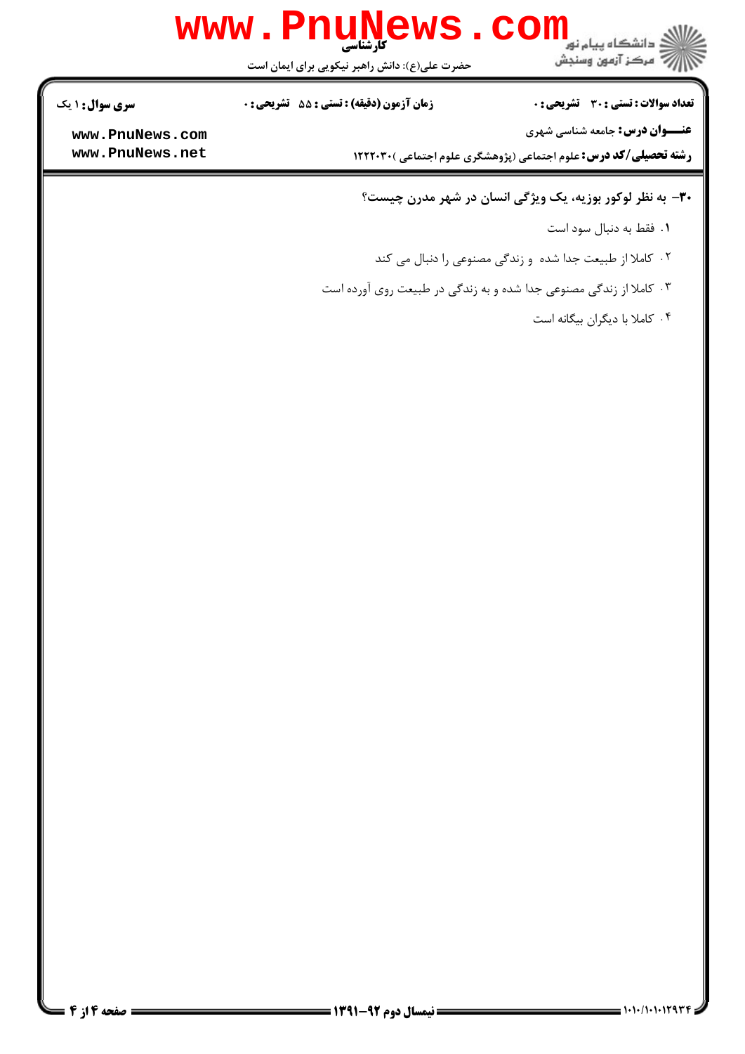**۳۰- به نظر لوکور بوزیه، یک ویژگی انسان در شهر مدرن چیست؟**

۱. فقط به دنبال سود است

۲. کاملا از طبیعت جدا شده و زندگی مصنوعی را دنبال می کند

۳. کاملا از زندگی مصنوعی جدا شده و به زندگی در طبیعت روی آورده است

۴. کاملا با دیگران بیگانه است